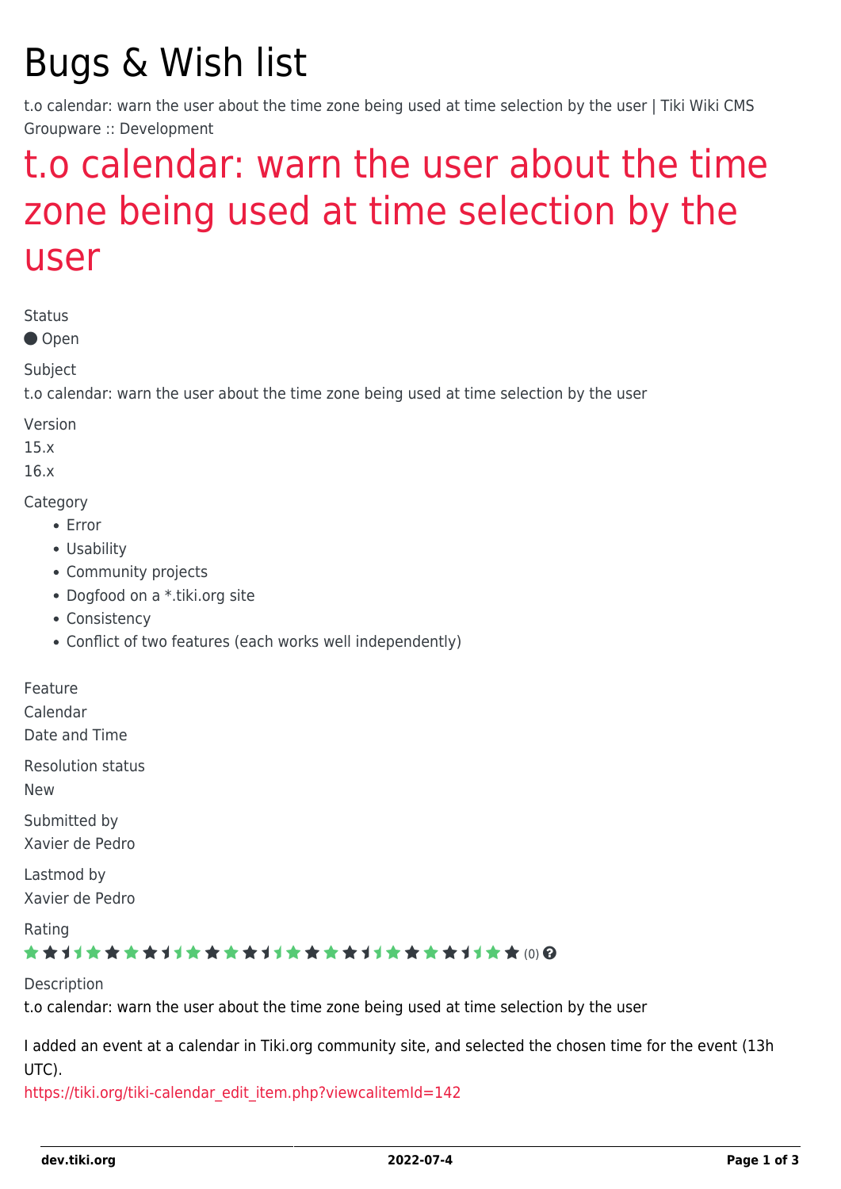# Bugs & Wish list

t.o calendar: warn the user about the time zone being used at time selection by the user | Tiki Wiki CMS Groupware :: Development

## t.o calendar: warn the user about the time zone being used at time selection by the user

Status

● Open

Subject

t.o calendar: warn the user about the time zone being used at time selection by the user

Version

15.x

16.x

Category

- Error
- Usability
- Community projects
- Dogfood on a *.tiki.org site
- Consistency
- Conflict of two features (each works well independently)

Feature

Calendar

Date and Time

Resolution status

New

Submitted by

Xavier de Pedro

Lastmod by

Xavier de Pedro

Rating

(0)

Description

t.o calendar: warn the user about the time zone being used at time selection by the user

I added an event at a calendar in Tiki.org community site, and selected the chosen time for the event (13h UTC).

https://tiki.org/tiki-calendar_edit_item.php?viewcalitemId=142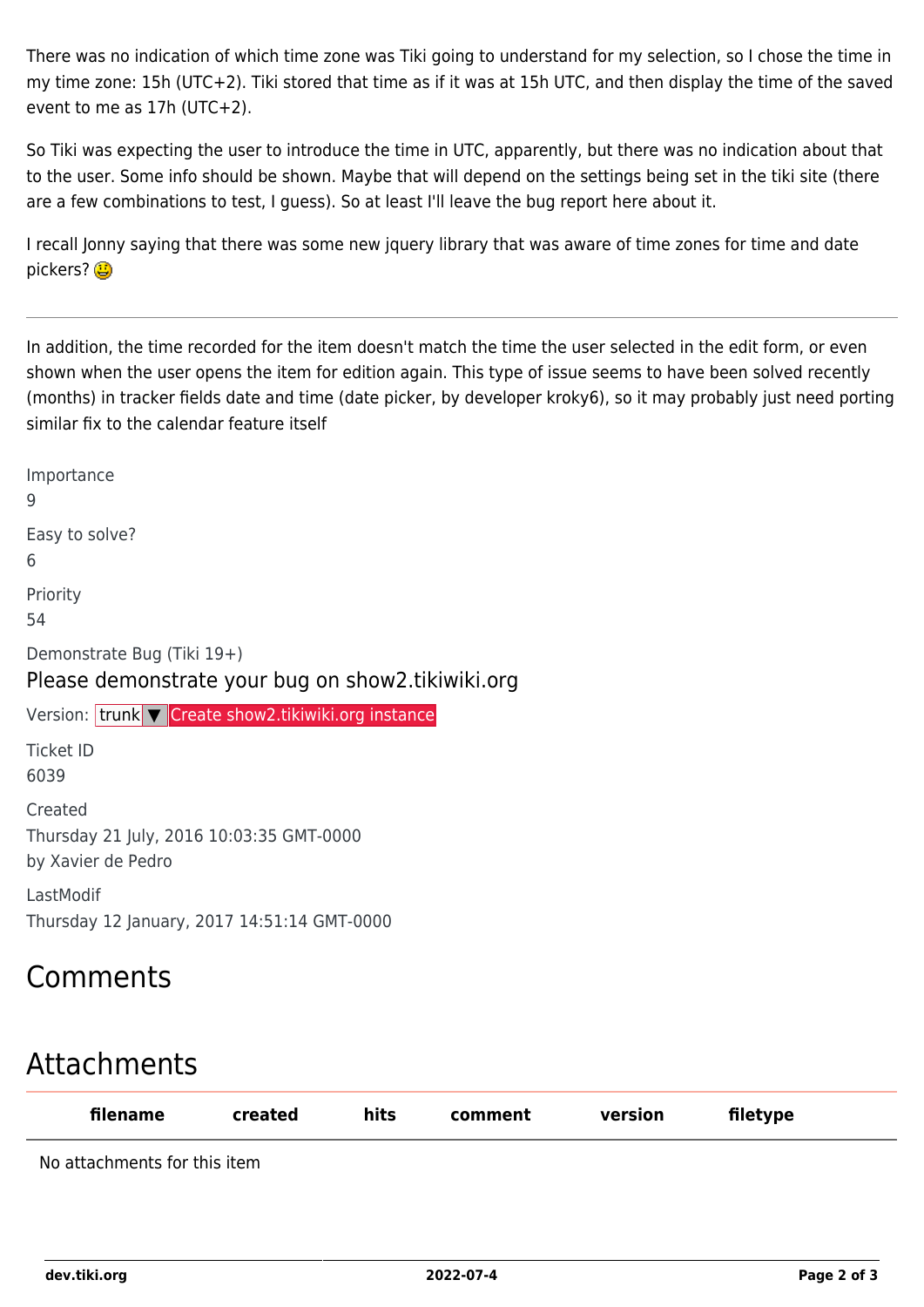There was no indication of which time zone was Tiki going to understand for my selection, so I chose the time in my time zone: 15h (UTC+2). Tiki stored that time as if it was at 15h UTC, and then display the time of the saved event to me as 17h (UTC+2).

So Tiki was expecting the user to introduce the time in UTC, apparently, but there was no indication about that to the user. Some info should be shown. Maybe that will depend on the settings being set in the tiki site (there are a few combinations to test, I guess). So at least I'll leave the bug report here about it.

I recall Jonny saying that there was some new jquery library that was aware of time zones for time and date pickers?

---

In addition, the time recorded for the item doesn't match the time the user selected in the edit form, or even shown when the user opens the item for edition again. This type of issue seems to have been solved recently (months) in tracker fields date and time (date picker, by developer kroky6), so it may probably just need porting similar fix to the calendar feature itself

Importance

9

Easy to solve?

6

Priority

54

Demonstrate Bug (Tiki 19+)

Please demonstrate your bug on show2.tikiwiki.org

Version: trunk ▼ Create show2.tikiwiki.org instance

Ticket ID

6039

Created

Thursday 21 July, 2016 10:03:35 GMT-0000

by Xavier de Pedro

LastModif

Thursday 12 January, 2017 14:51:14 GMT-0000

## Comments

## Attachments

| filename | created | hits | comment | version | filetype |
|---|---|---|---|---|---|
| No attachments for this item | | | | | |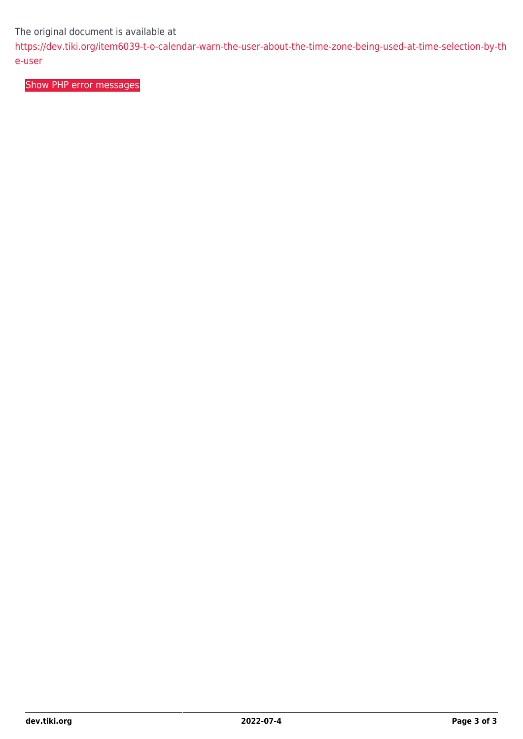The original document is available at

https://dev.tiki.org/item6039-t-o-calendar-warn-the-user-about-the-time-zone-being-used-at-time-selection-by-the-user

Show PHP error messages